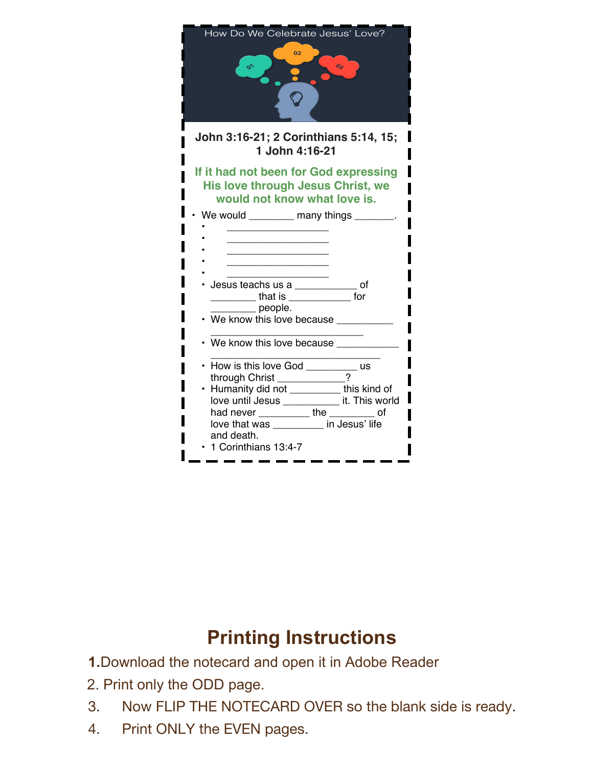How Do We Celebrate Jesus' Love?

01 02 03

**John 3:16-21; 2 Corinthians 5:14, 15; 1 John 4:16-21**

**If it had not been for God expressing His love through Jesus Christ, we would not know what love is.**

- We would ________ many things _______.
  - ___________________
  - ___________________
  - ___________________
  - ___________________
  - ___________________
  - Jesus teachs us a ___________ of ________ that is ___________ for ________ people.
  - We know this love because __________ ____________________________
  - We know this love because ___________ _______________________________
  - How is this love God _________ us through Christ ____________?
  - Humanity did not _________ this kind of love until Jesus __________ it. This world had never _________ the ________ of love that was _________ in Jesus' life and death.
  - 1 Corinthians 13:4-7

## Printing Instructions

1. Download the notecard and open it in Adobe Reader
2. Print only the ODD page.
3. Now FLIP THE NOTECARD OVER so the blank side is ready.
4. Print ONLY the EVEN pages.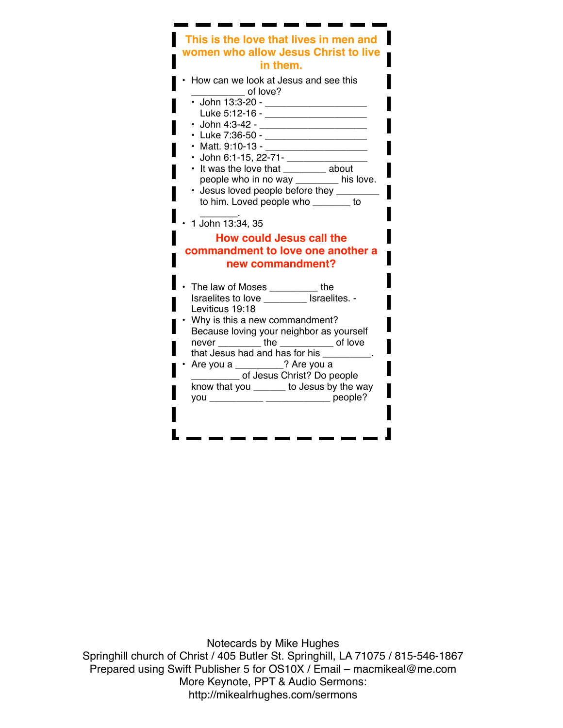### This is the love that lives in men and women who allow Jesus Christ to live in them.

- How can we look at Jesus and see this __________ of love?
  - John 13:3-20 - ____________________
    Luke 5:12-16 - ____________________
  - John 4:3-42 - ____________________
  - Luke 7:36-50 - ____________________
  - Matt. 9:10-13 - ____________________
  - John 6:1-15, 22-71- _______________
  - It was the love that ________ about people who in no way ________ his love.
  - Jesus loved people before they ________ to him. Loved people who _______ to _______.
- 1 John 13:34, 35

### How could Jesus call the commandment to love one another a new commandment?

- The law of Moses _________ the Israelites to love ________ Israelites. - Leviticus 19:18
- Why is this a new commandment? Because loving your neighbor as yourself never ________ the __________ of love that Jesus had and has for his _________.
- Are you a _________? Are you a _________ of Jesus Christ? Do people know that you ______ to Jesus by the way you __________ ____________ people?

Notecards by Mike Hughes
Springhill church of Christ / 405 Butler St. Springhill, LA 71075 / 815-546-1867
Prepared using Swift Publisher 5 for OS10X / Email – macmikeal@me.com
More Keynote, PPT & Audio Sermons:
http://mikealrhughes.com/sermons